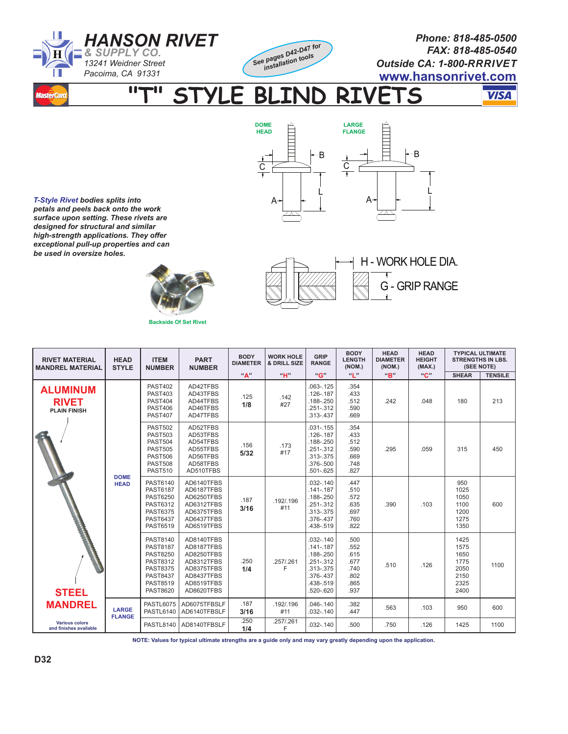# HANSON RIVET & SUPPLY CO.

13241 Weidner Street
Pacoima, CA 91331

See pages D42-D47 for installation tools

Phone: 818-485-0500
FAX: 818-485-0540
Outside CA: 1-800-RRRIVET
www.hansonrivet.com

# "T" STYLE BLIND RIVETS

DOME HEAD — LARGE FLANGE

*T-Style Rivet* **bodies splits into petals and peels back onto the work surface upon setting. These rivets are designed for structural and similar high-strength applications. They offer exceptional pull-up properties and can be used in oversize holes.**

Backside Of Set Rivet

H - WORK HOLE DIA.
G - GRIP RANGE

| RIVET MATERIAL MANDREL MATERIAL | HEAD STYLE | ITEM NUMBER | PART NUMBER | BODY DIAMETER "A" | WORK HOLE & DRILL SIZE "H" | GRIP RANGE "G" | BODY LENGTH (NOM.) "L" | HEAD DIAMETER (NOM.) "B" | HEAD HEIGHT (MAX.) "C" | TYPICAL ULTIMATE STRENGTHS IN LBS. (SEE NOTE) SHEAR | TENSILE |
|---|---|---|---|---|---|---|---|---|---|---|---|
| ALUMINUM RIVET PLAIN FINISH | DOME HEAD | PAST402<br>PAST403<br>PAST404<br>PAST406<br>PAST407 | AD42TFBS<br>AD43TFBS<br>AD44TFBS<br>AD46TFBS<br>AD47TFBS | .125<br>1/8 | .142<br>#27 | .063-.125<br>.126-.187<br>.188-.250<br>.251-.312<br>.313-.437 | .354<br>.433<br>.512<br>.590<br>.669 | .242 | .048 | 180 | 213 |
| | DOME HEAD | PAST502<br>PAST503<br>PAST504<br>PAST505<br>PAST506<br>PAST508<br>PAST510 | AD52TFBS<br>AD53TFBS<br>AD54TFBS<br>AD55TFBS<br>AD56TFBS<br>AD58TFBS<br>AD510TFBS | .156<br>5/32 | .173<br>#17 | .031-.155<br>.126-.187<br>.188-.250<br>.251-.312<br>.313-.375<br>.376-.500<br>.501-.625 | .354<br>.433<br>.512<br>.590<br>.669<br>.748<br>.827 | .295 | .059 | 315 | 450 |
| | DOME HEAD | PAST6140<br>PAST6187<br>PAST6250<br>PAST6312<br>PAST6375<br>PAST6437<br>PAST6519 | AD6140TFBS<br>AD6187TFBS<br>AD6250TFBS<br>AD6312TFBS<br>AD6375TFBS<br>AD6437TFBS<br>AD6519TFBS | .187<br>3/16 | .192/.196<br>#11 | .032-.140<br>.141-.187<br>.188-.250<br>.251-.312<br>.313-.375<br>.376-.437<br>.438-.519 | .447<br>.510<br>.572<br>.635<br>.697<br>.760<br>.822 | .390 | .103 | 950<br>1025<br>1050<br>1100<br>1200<br>1275<br>1350 | 600 |
| STEEL MANDREL | DOME HEAD | PAST8140<br>PAST8187<br>PAST8250<br>PAST8312<br>PAST8375<br>PAST8437<br>PAST8519<br>PAST8620 | AD8140TFBS<br>AD8187TFBS<br>AD8250TFBS<br>AD8312TFBS<br>AD8375TFBS<br>AD8437TFBS<br>AD8519TFBS<br>AD8620TFBS | .250<br>1/4 | .257/.261<br>F | .032-.140<br>.141-.187<br>.188-.250<br>.251-.312<br>.313-.375<br>.376-.437<br>.438-.519<br>.520-.620 | .500<br>.552<br>.615<br>.677<br>.740<br>.802<br>.865<br>.937 | .510 | .126 | 1425<br>1575<br>1650<br>1775<br>2050<br>2150<br>2325<br>2400 | 1100 |
| Various colors and finishes available | LARGE FLANGE | PASTL6075<br>PASTL6140 | AD6075TFBSLF<br>AD6140TFBSLF | .187<br>3/16 | .192/.196<br>#11 | .046-.140<br>.032-.140 | .382<br>.447 | .563 | .103 | 950 | 600 |
| | LARGE FLANGE | PASTL8140 | AD8140TFBSLF | .250<br>1/4 | .257/.261<br>F | .032-.140 | .500 | .750 | .126 | 1425 | 1100 |

NOTE: Values for typical ultimate strengths are a guide only and may vary greatly depending upon the application.

D32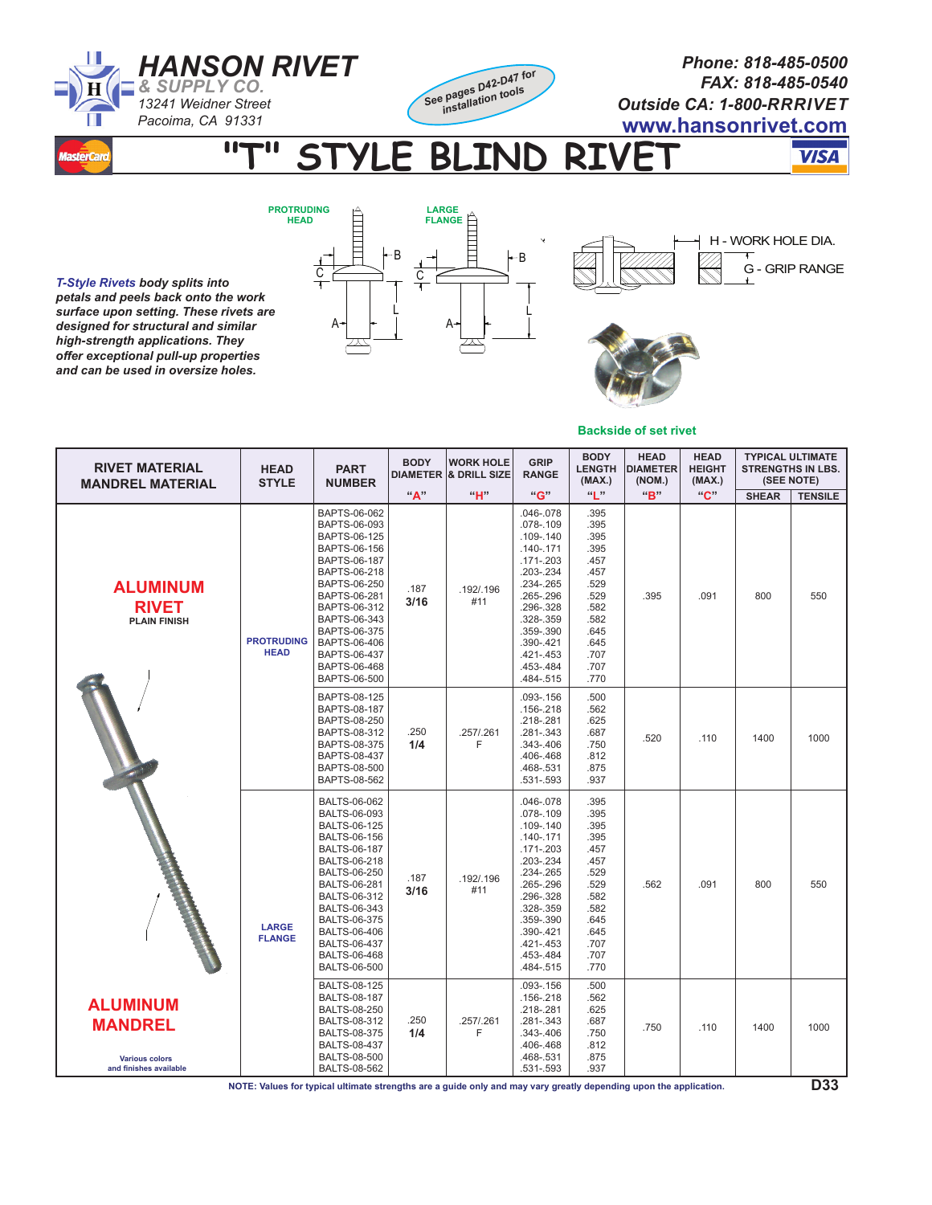# HANSON RIVET & SUPPLY CO.

13241 Weidner Street
Pacoima, CA 91331

See pages D42-D47 for installation tools

Phone: 818-485-0500
FAX: 818-485-0540
Outside CA: 1-800-RRRIVET
www.hansonrivet.com

# "T" STYLE BLIND RIVET

PROTRUDING HEAD

LARGE FLANGE

H - WORK HOLE DIA.

G - GRIP RANGE

*T-Style Rivets body splits into petals and peels back onto the work surface upon setting. These rivets are designed for structural and similar high-strength applications. They offer exceptional pull-up properties and can be used in oversize holes.*

Backside of set rivet

| RIVET MATERIAL / MANDREL MATERIAL | HEAD STYLE | PART NUMBER | BODY DIAMETER "A" | WORK HOLE & DRILL SIZE "H" | GRIP RANGE "G" | BODY LENGTH (MAX.) "L" | HEAD DIAMETER (NOM.) "B" | HEAD HEIGHT (MAX.) "C" | TYPICAL ULTIMATE STRENGTHS IN LBS. (SEE NOTE) SHEAR | TENSILE |
|---|---|---|---|---|---|---|---|---|---|---|
| ALUMINUM RIVET PLAIN FINISH | PROTRUDING HEAD | BAPTS-06-062 | .187 3/16 | .192/.196 #11 | .046-.078 | .395 | .395 | .091 | 800 | 550 |
| | | BAPTS-06-093 | | | .078-.109 | .395 | | | | |
| | | BAPTS-06-125 | | | .109-.140 | .395 | | | | |
| | | BAPTS-06-156 | | | .140-.171 | .395 | | | | |
| | | BAPTS-06-187 | | | .171-.203 | .457 | | | | |
| | | BAPTS-06-218 | | | .203-.234 | .457 | | | | |
| | | BAPTS-06-250 | | | .234-.265 | .529 | | | | |
| | | BAPTS-06-281 | | | .265-.296 | .529 | | | | |
| | | BAPTS-06-312 | | | .296-.328 | .582 | | | | |
| | | BAPTS-06-343 | | | .328-.359 | .582 | | | | |
| | | BAPTS-06-375 | | | .359-.390 | .645 | | | | |
| | | BAPTS-06-406 | | | .390-.421 | .645 | | | | |
| | | BAPTS-06-437 | | | .421-.453 | .707 | | | | |
| | | BAPTS-06-468 | | | .453-.484 | .707 | | | | |
| | | BAPTS-06-500 | | | .484-.515 | .770 | | | | |
| | | BAPTS-08-125 | .250 1/4 | .257/.261 F | .093-.156 | .500 | .520 | .110 | 1400 | 1000 |
| | | BAPTS-08-187 | | | .156-.218 | .562 | | | | |
| | | BAPTS-08-250 | | | .218-.281 | .625 | | | | |
| | | BAPTS-08-312 | | | .281-.343 | .687 | | | | |
| | | BAPTS-08-375 | | | .343-.406 | .750 | | | | |
| | | BAPTS-08-437 | | | .406-.468 | .812 | | | | |
| | | BAPTS-08-500 | | | .468-.531 | .875 | | | | |
| | | BAPTS-08-562 | | | .531-.593 | .937 | | | | |
| | LARGE FLANGE | BALTS-06-062 | .187 3/16 | .192/.196 #11 | .046-.078 | .395 | .562 | .091 | 800 | 550 |
| | | BALTS-06-093 | | | .078-.109 | .395 | | | | |
| | | BALTS-06-125 | | | .109-.140 | .395 | | | | |
| | | BALTS-06-156 | | | .140-.171 | .395 | | | | |
| | | BALTS-06-187 | | | .171-.203 | .457 | | | | |
| | | BALTS-06-218 | | | .203-.234 | .457 | | | | |
| | | BALTS-06-250 | | | .234-.265 | .529 | | | | |
| | | BALTS-06-281 | | | .265-.296 | .529 | | | | |
| | | BALTS-06-312 | | | .296-.328 | .582 | | | | |
| | | BALTS-06-343 | | | .328-.359 | .582 | | | | |
| | | BALTS-06-375 | | | .359-.390 | .645 | | | | |
| | | BALTS-06-406 | | | .390-.421 | .645 | | | | |
| | | BALTS-06-437 | | | .421-.453 | .707 | | | | |
| | | BALTS-06-468 | | | .453-.484 | .707 | | | | |
| | | BALTS-06-500 | | | .484-.515 | .770 | | | | |
| ALUMINUM MANDREL (Various colors and finishes available) | | BALTS-08-125 | .250 1/4 | .257/.261 F | .093-.156 | .500 | .750 | .110 | 1400 | 1000 |
| | | BALTS-08-187 | | | .156-.218 | .562 | | | | |
| | | BALTS-08-250 | | | .218-.281 | .625 | | | | |
| | | BALTS-08-312 | | | .281-.343 | .687 | | | | |
| | | BALTS-08-375 | | | .343-.406 | .750 | | | | |
| | | BALTS-08-437 | | | .406-.468 | .812 | | | | |
| | | BALTS-08-500 | | | .468-.531 | .875 | | | | |
| | | BALTS-08-562 | | | .531-.593 | .937 | | | | |

NOTE: Values for typical ultimate strengths are a guide only and may vary greatly depending upon the application.